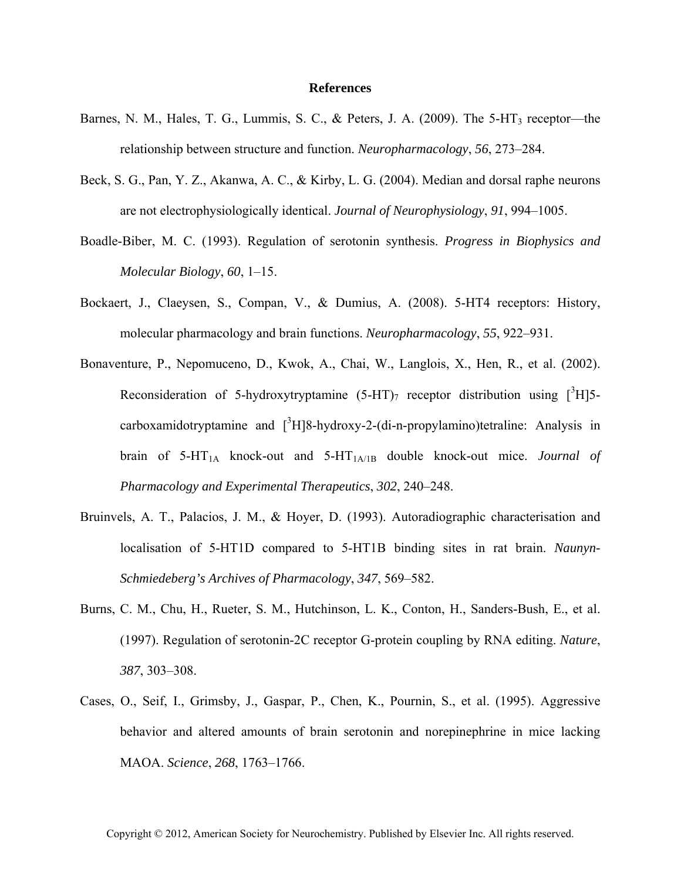# References

Barnes, N. M., Hales, T. G., Lummis, S. C., & Peters, J. A. (2009). The 5-HT$_3$ receptor—the relationship between structure and function. *Neuropharmacology*, *56*, 273–284.

Beck, S. G., Pan, Y. Z., Akanwa, A. C., & Kirby, L. G. (2004). Median and dorsal raphe neurons are not electrophysiologically identical. *Journal of Neurophysiology*, *91*, 994–1005.

Boadle-Biber, M. C. (1993). Regulation of serotonin synthesis. *Progress in Biophysics and Molecular Biology*, *60*, 1–15.

Bockaert, J., Claeysen, S., Compan, V., & Dumius, A. (2008). 5-HT4 receptors: History, molecular pharmacology and brain functions. *Neuropharmacology*, *55*, 922–931.

Bonaventure, P., Nepomuceno, D., Kwok, A., Chai, W., Langlois, X., Hen, R., et al. (2002). Reconsideration of 5-hydroxytryptamine (5-HT)$_7$ receptor distribution using [$^3$H]5-carboxamidotryptamine and [$^3$H]8-hydroxy-2-(di-n-propylamino)tetraline: Analysis in brain of 5-HT$_{1A}$ knock-out and 5-HT$_{1A/1B}$ double knock-out mice. *Journal of Pharmacology and Experimental Therapeutics*, *302*, 240–248.

Bruinvels, A. T., Palacios, J. M., & Hoyer, D. (1993). Autoradiographic characterisation and localisation of 5-HT1D compared to 5-HT1B binding sites in rat brain. *Naunyn-Schmiedeberg's Archives of Pharmacology*, *347*, 569–582.

Burns, C. M., Chu, H., Rueter, S. M., Hutchinson, L. K., Conton, H., Sanders-Bush, E., et al. (1997). Regulation of serotonin-2C receptor G-protein coupling by RNA editing. *Nature*, *387*, 303–308.

Cases, O., Seif, I., Grimsby, J., Gaspar, P., Chen, K., Pournin, S., et al. (1995). Aggressive behavior and altered amounts of brain serotonin and norepinephrine in mice lacking MAOA. *Science*, *268*, 1763–1766.

Copyright © 2012, American Society for Neurochemistry. Published by Elsevier Inc. All rights reserved.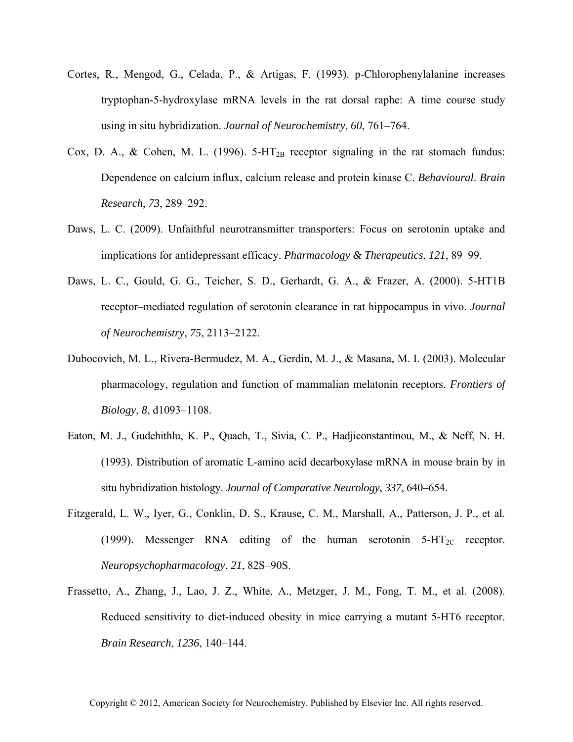Cortes, R., Mengod, G., Celada, P., & Artigas, F. (1993). p-Chlorophenylalanine increases tryptophan-5-hydroxylase mRNA levels in the rat dorsal raphe: A time course study using in situ hybridization. *Journal of Neurochemistry*, *60*, 761–764.

Cox, D. A., & Cohen, M. L. (1996). 5-$HT_{2B}$ receptor signaling in the rat stomach fundus: Dependence on calcium influx, calcium release and protein kinase C. *Behavioural*. *Brain Research*, *73*, 289–292.

Daws, L. C. (2009). Unfaithful neurotransmitter transporters: Focus on serotonin uptake and implications for antidepressant efficacy. *Pharmacology & Therapeutics*, *121*, 89–99.

Daws, L. C., Gould, G. G., Teicher, S. D., Gerhardt, G. A., & Frazer, A. (2000). 5-HT1B receptor–mediated regulation of serotonin clearance in rat hippocampus in vivo. *Journal of Neurochemistry*, *75*, 2113–2122.

Dubocovich, M. L., Rivera-Bermudez, M. A., Gerdin, M. J., & Masana, M. I. (2003). Molecular pharmacology, regulation and function of mammalian melatonin receptors. *Frontiers of Biology*, *8*, d1093–1108.

Eaton, M. J., Gudehithlu, K. P., Quach, T., Sivia, C. P., Hadjiconstantinou, M., & Neff, N. H. (1993). Distribution of aromatic L-amino acid decarboxylase mRNA in mouse brain by in situ hybridization histology. *Journal of Comparative Neurology*, *337*, 640–654.

Fitzgerald, L. W., Iyer, G., Conklin, D. S., Krause, C. M., Marshall, A., Patterson, J. P., et al. (1999). Messenger RNA editing of the human serotonin 5-$HT_{2C}$ receptor. *Neuropsychopharmacology*, *21*, 82S–90S.

Frassetto, A., Zhang, J., Lao, J. Z., White, A., Metzger, J. M., Fong, T. M., et al. (2008). Reduced sensitivity to diet-induced obesity in mice carrying a mutant 5-HT6 receptor. *Brain Research*, *1236*, 140–144.

Copyright © 2012, American Society for Neurochemistry. Published by Elsevier Inc. All rights reserved.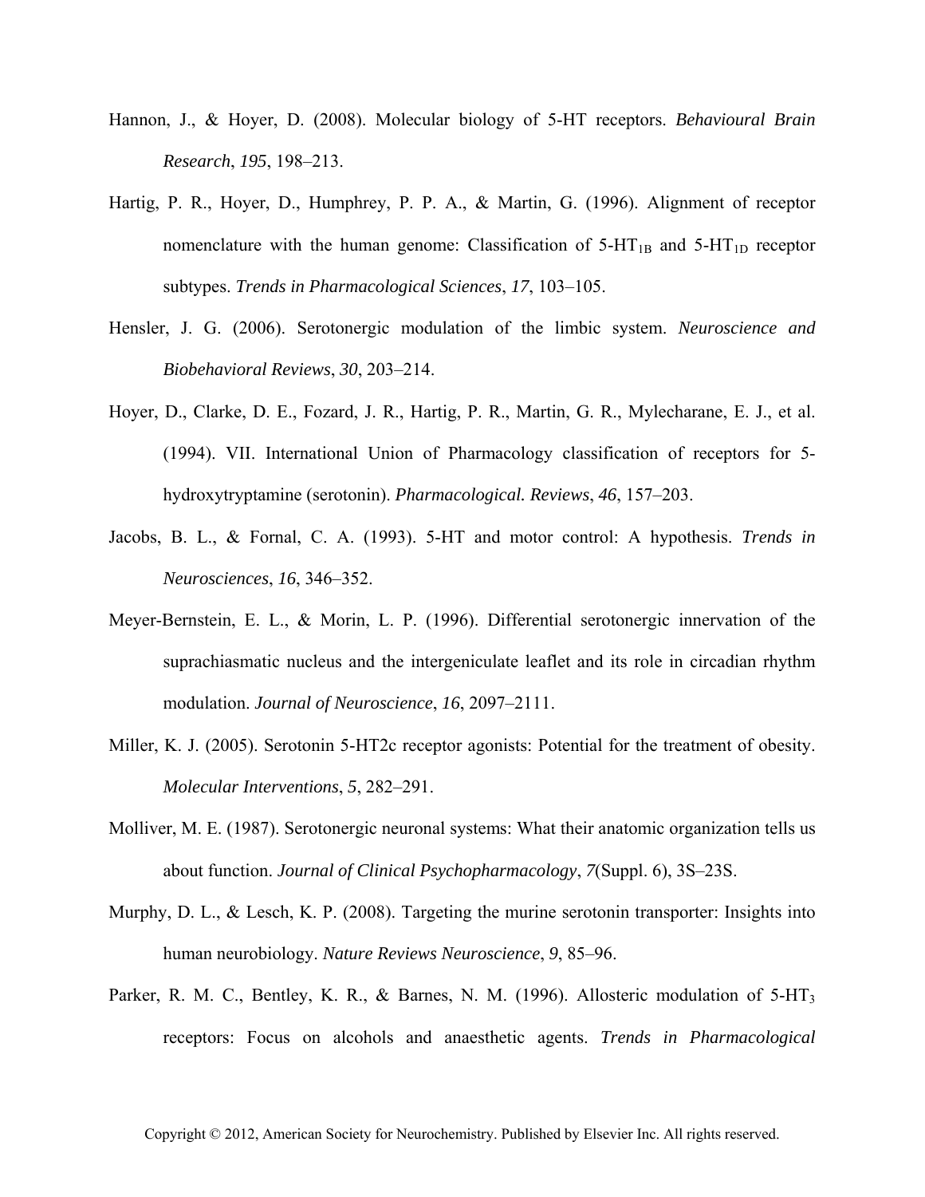Hannon, J., & Hoyer, D. (2008). Molecular biology of 5-HT receptors. *Behavioural Brain Research*, *195*, 198–213.

Hartig, P. R., Hoyer, D., Humphrey, P. P. A., & Martin, G. (1996). Alignment of receptor nomenclature with the human genome: Classification of 5-$HT_{1B}$ and 5-$HT_{1D}$ receptor subtypes. *Trends in Pharmacological Sciences*, *17*, 103–105.

Hensler, J. G. (2006). Serotonergic modulation of the limbic system. *Neuroscience and Biobehavioral Reviews*, *30*, 203–214.

Hoyer, D., Clarke, D. E., Fozard, J. R., Hartig, P. R., Martin, G. R., Mylecharane, E. J., et al. (1994). VII. International Union of Pharmacology classification of receptors for 5-hydroxytryptamine (serotonin). *Pharmacological. Reviews*, *46*, 157–203.

Jacobs, B. L., & Fornal, C. A. (1993). 5-HT and motor control: A hypothesis. *Trends in Neurosciences*, *16*, 346–352.

Meyer-Bernstein, E. L., & Morin, L. P. (1996). Differential serotonergic innervation of the suprachiasmatic nucleus and the intergeniculate leaflet and its role in circadian rhythm modulation. *Journal of Neuroscience*, *16*, 2097–2111.

Miller, K. J. (2005). Serotonin 5-HT2c receptor agonists: Potential for the treatment of obesity. *Molecular Interventions*, *5*, 282–291.

Molliver, M. E. (1987). Serotonergic neuronal systems: What their anatomic organization tells us about function. *Journal of Clinical Psychopharmacology*, *7*(Suppl. 6), 3S–23S.

Murphy, D. L., & Lesch, K. P. (2008). Targeting the murine serotonin transporter: Insights into human neurobiology. *Nature Reviews Neuroscience*, *9*, 85–96.

Parker, R. M. C., Bentley, K. R., & Barnes, N. M. (1996). Allosteric modulation of 5-$HT_3$ receptors: Focus on alcohols and anaesthetic agents. *Trends in Pharmacological*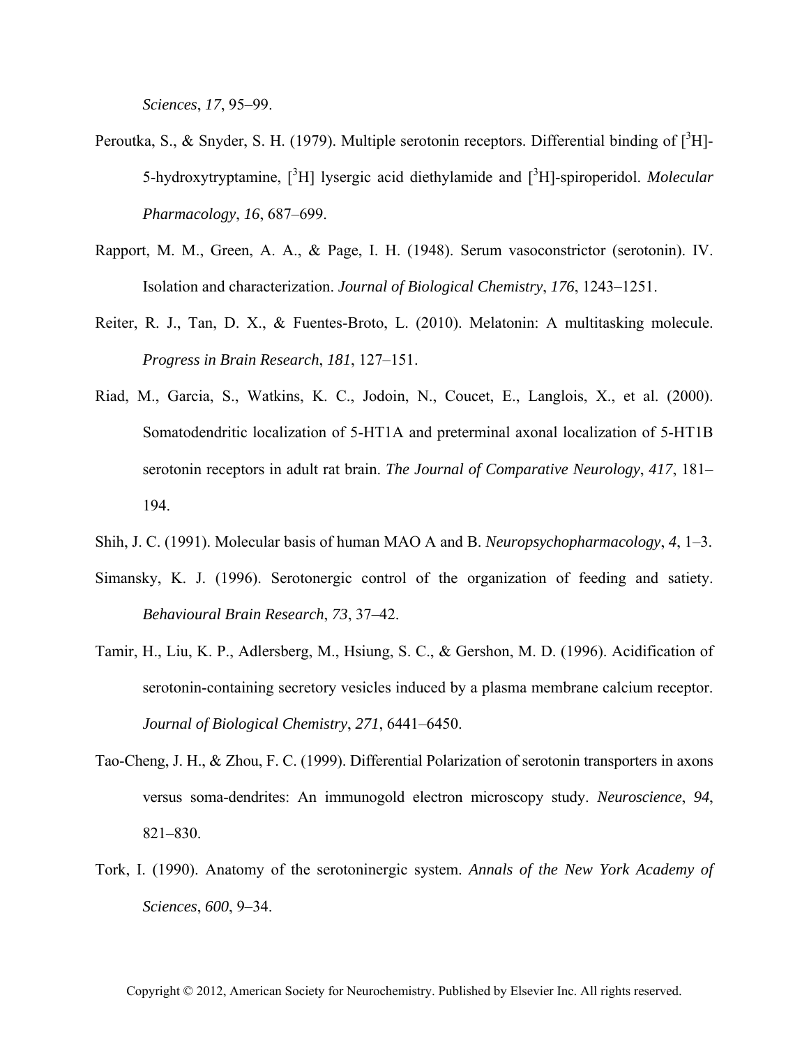*Sciences*, *17*, 95–99.

Peroutka, S., & Snyder, S. H. (1979). Multiple serotonin receptors. Differential binding of [$^3$H]-5-hydroxytryptamine, [$^3$H] lysergic acid diethylamide and [$^3$H]-spiroperidol. *Molecular Pharmacology*, *16*, 687–699.

Rapport, M. M., Green, A. A., & Page, I. H. (1948). Serum vasoconstrictor (serotonin). IV. Isolation and characterization. *Journal of Biological Chemistry*, *176*, 1243–1251.

Reiter, R. J., Tan, D. X., & Fuentes-Broto, L. (2010). Melatonin: A multitasking molecule. *Progress in Brain Research*, *181*, 127–151.

Riad, M., Garcia, S., Watkins, K. C., Jodoin, N., Coucet, E., Langlois, X., et al. (2000). Somatodendritic localization of 5-HT1A and preterminal axonal localization of 5-HT1B serotonin receptors in adult rat brain. *The Journal of Comparative Neurology*, *417*, 181–194.

Shih, J. C. (1991). Molecular basis of human MAO A and B. *Neuropsychopharmacology*, *4*, 1–3.

Simansky, K. J. (1996). Serotonergic control of the organization of feeding and satiety. *Behavioural Brain Research*, *73*, 37–42.

Tamir, H., Liu, K. P., Adlersberg, M., Hsiung, S. C., & Gershon, M. D. (1996). Acidification of serotonin-containing secretory vesicles induced by a plasma membrane calcium receptor. *Journal of Biological Chemistry*, *271*, 6441–6450.

Tao-Cheng, J. H., & Zhou, F. C. (1999). Differential Polarization of serotonin transporters in axons versus soma-dendrites: An immunogold electron microscopy study. *Neuroscience*, *94*, 821–830.

Tork, I. (1990). Anatomy of the serotoninergic system. *Annals of the New York Academy of Sciences*, *600*, 9–34.

Copyright © 2012, American Society for Neurochemistry. Published by Elsevier Inc. All rights reserved.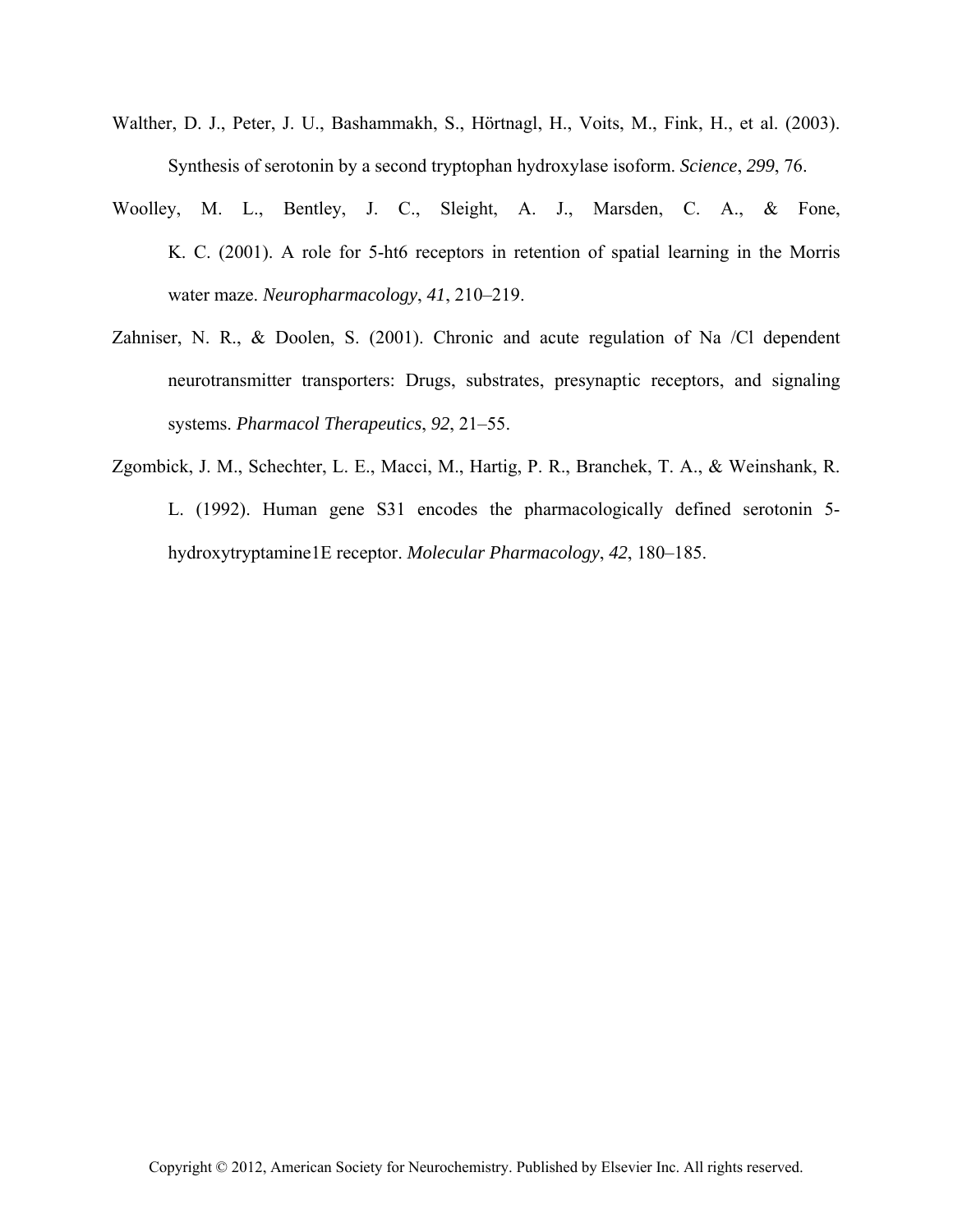Walther, D. J., Peter, J. U., Bashammakh, S., Hörtnagl, H., Voits, M., Fink, H., et al. (2003). Synthesis of serotonin by a second tryptophan hydroxylase isoform. *Science*, *299*, 76.

Woolley, M. L., Bentley, J. C., Sleight, A. J., Marsden, C. A., & Fone, K. C. (2001). A role for 5-ht6 receptors in retention of spatial learning in the Morris water maze. *Neuropharmacology*, *41*, 210–219.

Zahniser, N. R., & Doolen, S. (2001). Chronic and acute regulation of Na /Cl dependent neurotransmitter transporters: Drugs, substrates, presynaptic receptors, and signaling systems. *Pharmacol Therapeutics*, *92*, 21–55.

Zgombick, J. M., Schechter, L. E., Macci, M., Hartig, P. R., Branchek, T. A., & Weinshank, R. L. (1992). Human gene S31 encodes the pharmacologically defined serotonin 5-hydroxytryptamine1E receptor. *Molecular Pharmacology*, *42*, 180–185.

Copyright © 2012, American Society for Neurochemistry. Published by Elsevier Inc. All rights reserved.